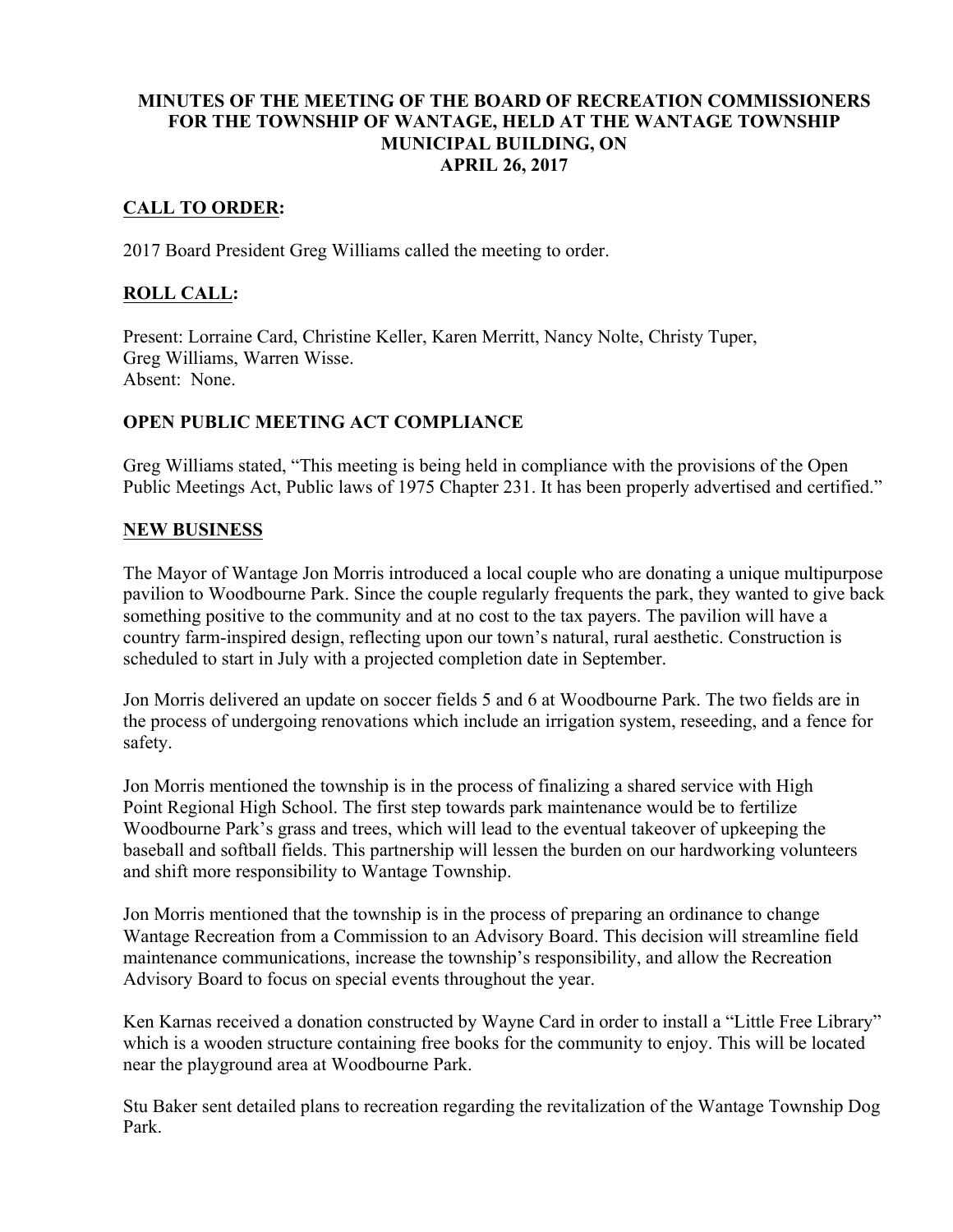# MINUTES OF THE MEETING OF THE BOARD OF RECREATION COMMISSIONERS FOR THE TOWNSHIP OF WANTAGE, HELD AT THE WANTAGE TOWNSHIP MUNICIPAL BUILDING, ON APRIL 26, 2017

## CALL TO ORDER:

2017 Board President Greg Williams called the meeting to order.

## ROLL CALL:

Present: Lorraine Card, Christine Keller, Karen Merritt, Nancy Nolte, Christy Tuper, Greg Williams, Warren Wisse.
Absent: None.

## OPEN PUBLIC MEETING ACT COMPLIANCE

Greg Williams stated, "This meeting is being held in compliance with the provisions of the Open Public Meetings Act, Public laws of 1975 Chapter 231. It has been properly advertised and certified."

## NEW BUSINESS

The Mayor of Wantage Jon Morris introduced a local couple who are donating a unique multipurpose pavilion to Woodbourne Park. Since the couple regularly frequents the park, they wanted to give back something positive to the community and at no cost to the tax payers. The pavilion will have a country farm-inspired design, reflecting upon our town's natural, rural aesthetic. Construction is scheduled to start in July with a projected completion date in September.

Jon Morris delivered an update on soccer fields 5 and 6 at Woodbourne Park. The two fields are in the process of undergoing renovations which include an irrigation system, reseeding, and a fence for safety.

Jon Morris mentioned the township is in the process of finalizing a shared service with High Point Regional High School. The first step towards park maintenance would be to fertilize Woodbourne Park's grass and trees, which will lead to the eventual takeover of upkeeping the baseball and softball fields. This partnership will lessen the burden on our hardworking volunteers and shift more responsibility to Wantage Township.

Jon Morris mentioned that the township is in the process of preparing an ordinance to change Wantage Recreation from a Commission to an Advisory Board. This decision will streamline field maintenance communications, increase the township's responsibility, and allow the Recreation Advisory Board to focus on special events throughout the year.

Ken Karnas received a donation constructed by Wayne Card in order to install a "Little Free Library" which is a wooden structure containing free books for the community to enjoy. This will be located near the playground area at Woodbourne Park.

Stu Baker sent detailed plans to recreation regarding the revitalization of the Wantage Township Dog Park.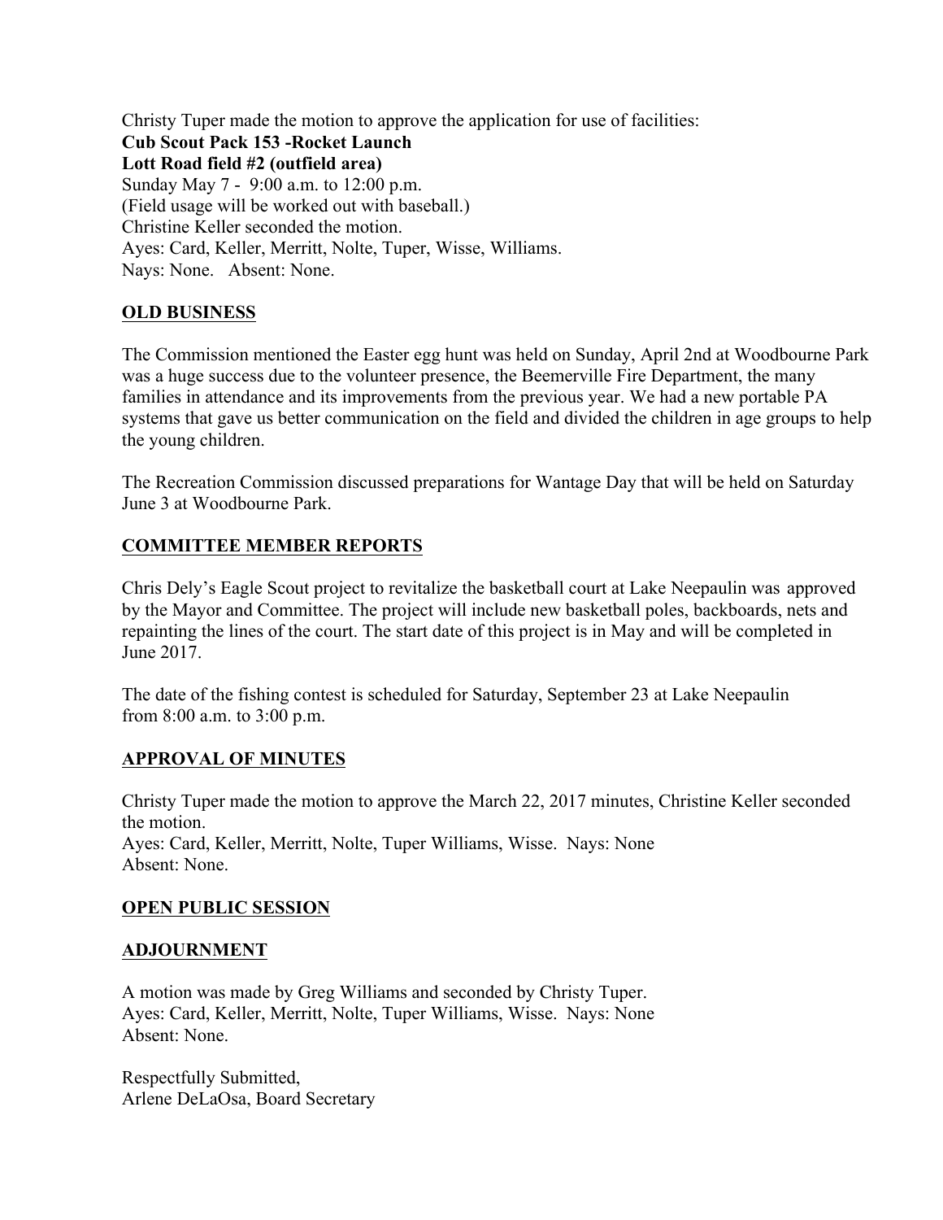Christy Tuper made the motion to approve the application for use of facilities:
**Cub Scout Pack 153 -Rocket Launch**
**Lott Road field #2 (outfield area)**
Sunday May 7 - 9:00 a.m. to 12:00 p.m.
(Field usage will be worked out with baseball.)
Christine Keller seconded the motion.
Ayes: Card, Keller, Merritt, Nolte, Tuper, Wisse, Williams.
Nays: None. Absent: None.

## OLD BUSINESS

The Commission mentioned the Easter egg hunt was held on Sunday, April 2nd at Woodbourne Park was a huge success due to the volunteer presence, the Beemerville Fire Department, the many families in attendance and its improvements from the previous year. We had a new portable PA systems that gave us better communication on the field and divided the children in age groups to help the young children.

The Recreation Commission discussed preparations for Wantage Day that will be held on Saturday June 3 at Woodbourne Park.

## COMMITTEE MEMBER REPORTS

Chris Dely's Eagle Scout project to revitalize the basketball court at Lake Neepaulin was approved by the Mayor and Committee. The project will include new basketball poles, backboards, nets and repainting the lines of the court. The start date of this project is in May and will be completed in June 2017.

The date of the fishing contest is scheduled for Saturday, September 23 at Lake Neepaulin from 8:00 a.m. to 3:00 p.m.

## APPROVAL OF MINUTES

Christy Tuper made the motion to approve the March 22, 2017 minutes, Christine Keller seconded the motion.
Ayes: Card, Keller, Merritt, Nolte, Tuper Williams, Wisse. Nays: None
Absent: None.

## OPEN PUBLIC SESSION

## ADJOURNMENT

A motion was made by Greg Williams and seconded by Christy Tuper.
Ayes: Card, Keller, Merritt, Nolte, Tuper Williams, Wisse. Nays: None
Absent: None.

Respectfully Submitted,
Arlene DeLaOsa, Board Secretary